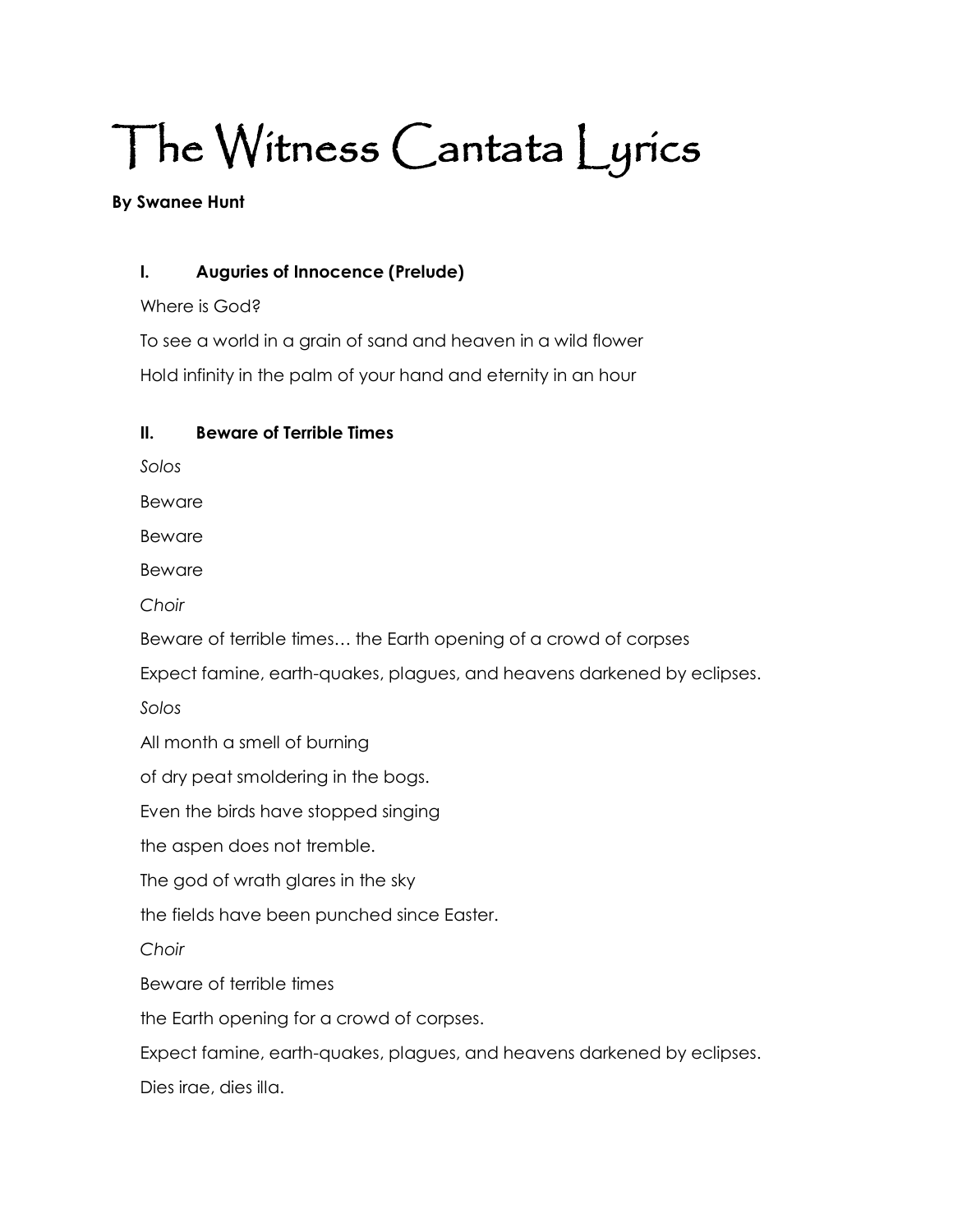# The Witness Cantata Lyrics

**By Swanee Hunt**

### I. Auguries of Innocence (Prelude)

Where is God?

To see a world in a grain of sand and heaven in a wild flower

Hold infinity in the palm of your hand and eternity in an hour

### II. Beware of Terrible Times

*Solos*

Beware

Beware

Beware

*Choir*

Beware of terrible times… the Earth opening of a crowd of corpses

Expect famine, earth-quakes, plagues, and heavens darkened by eclipses.

*Solos*

All month a smell of burning

of dry peat smoldering in the bogs.

Even the birds have stopped singing

the aspen does not tremble.

The god of wrath glares in the sky

the fields have been punched since Easter.

*Choir*

Beware of terrible times

the Earth opening for a crowd of corpses.

Expect famine, earth-quakes, plagues, and heavens darkened by eclipses.

Dies irae, dies illa.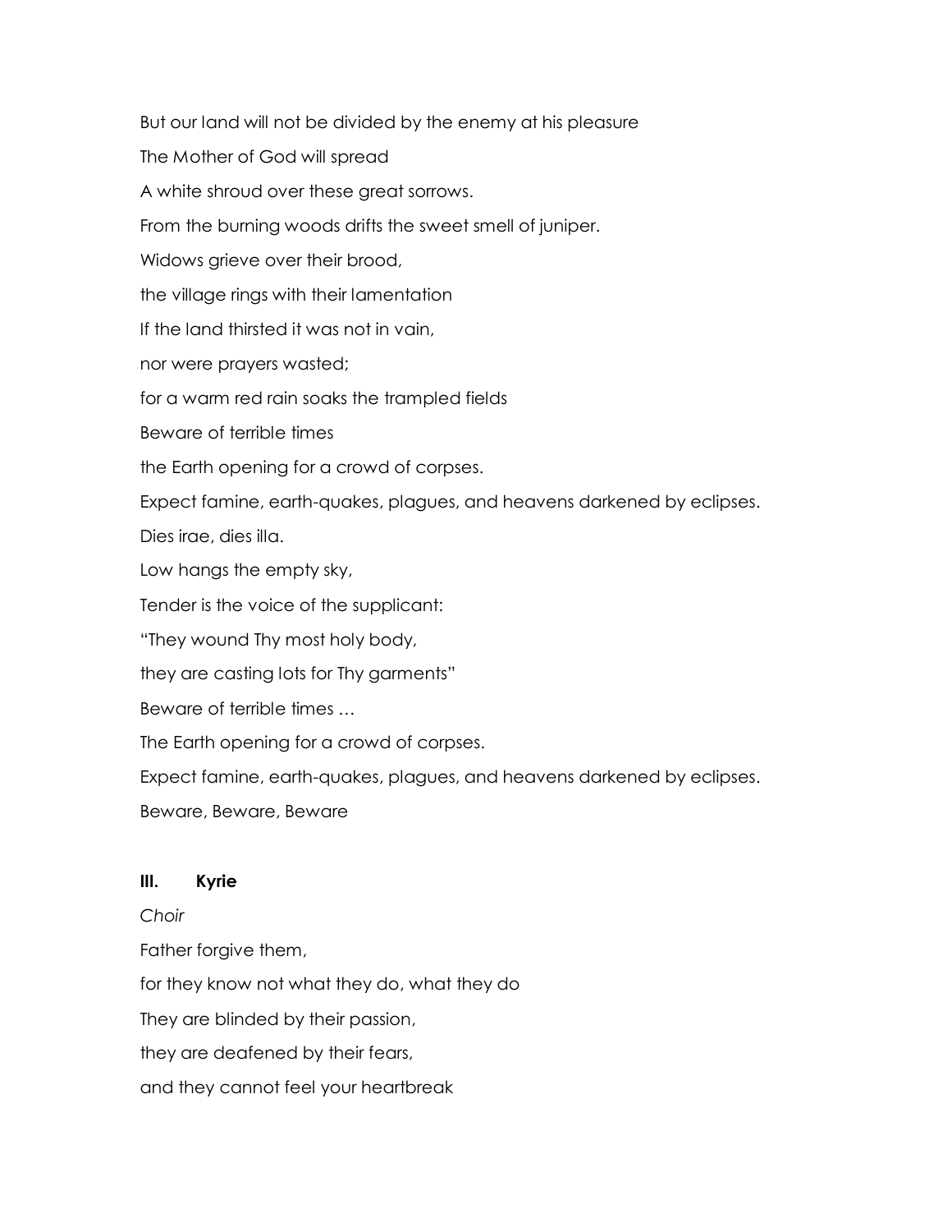But our land will not be divided by the enemy at his pleasure

The Mother of God will spread

A white shroud over these great sorrows.

From the burning woods drifts the sweet smell of juniper.

Widows grieve over their brood,

the village rings with their lamentation

If the land thirsted it was not in vain,

nor were prayers wasted;

for a warm red rain soaks the trampled fields

Beware of terrible times

the Earth opening for a crowd of corpses.

Expect famine, earth-quakes, plagues, and heavens darkened by eclipses.

Dies irae, dies illa.

Low hangs the empty sky,

Tender is the voice of the supplicant:

"They wound Thy most holy body,

they are casting lots for Thy garments"

Beware of terrible times …

The Earth opening for a crowd of corpses.

Expect famine, earth-quakes, plagues, and heavens darkened by eclipses.

Beware, Beware, Beware

**III. Kyrie**

*Choir*

Father forgive them,

for they know not what they do, what they do

They are blinded by their passion,

they are deafened by their fears,

and they cannot feel your heartbreak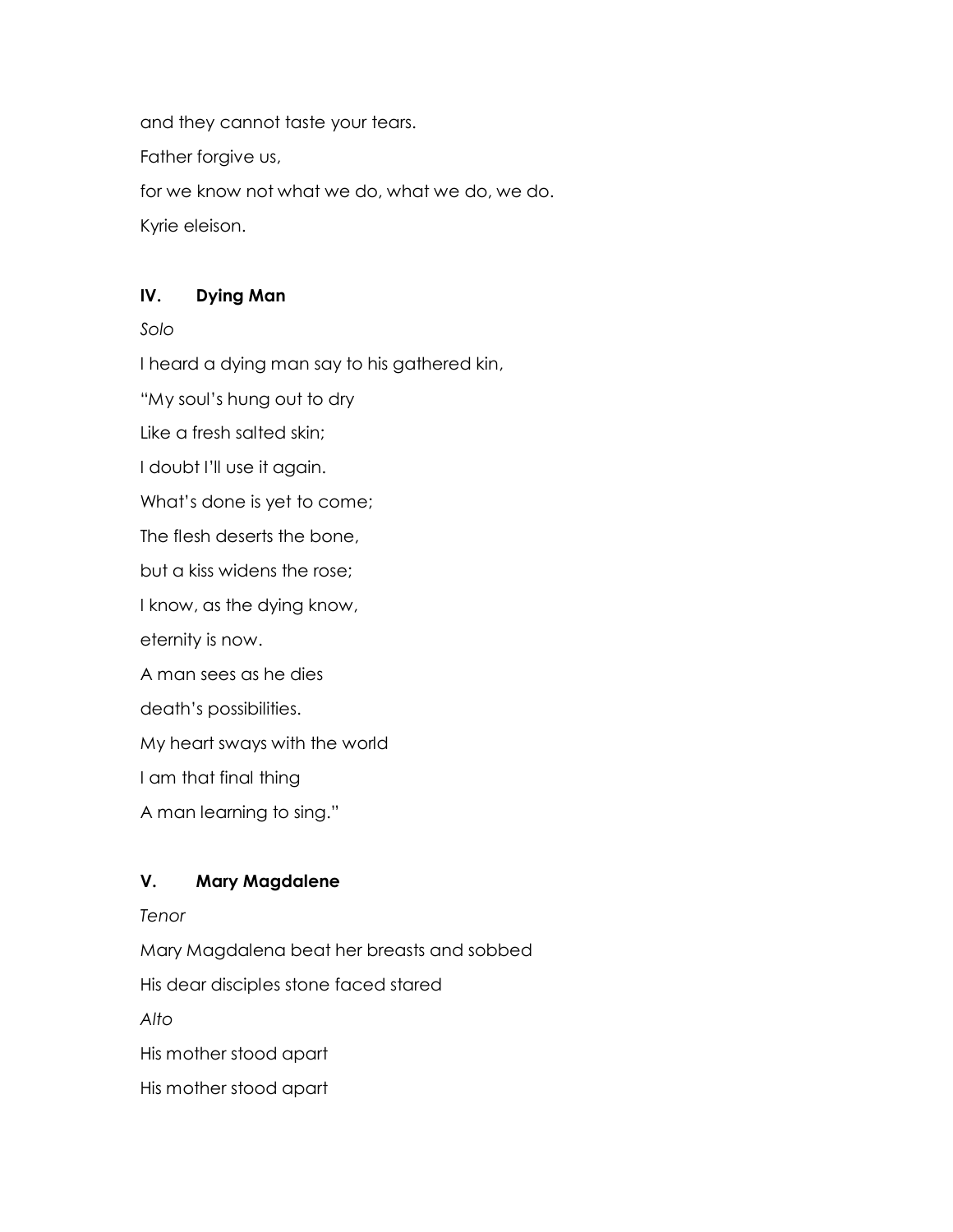and they cannot taste your tears.

Father forgive us,

for we know not what we do, what we do, we do.

Kyrie eleison.

### IV. Dying Man

*Solo*

I heard a dying man say to his gathered kin,

"My soul's hung out to dry

Like a fresh salted skin;

I doubt I'll use it again.

What's done is yet to come;

The flesh deserts the bone,

but a kiss widens the rose;

I know, as the dying know,

eternity is now.

A man sees as he dies

death's possibilities.

My heart sways with the world

I am that final thing

A man learning to sing."

### V. Mary Magdalene

*Tenor*

Mary Magdalena beat her breasts and sobbed

His dear disciples stone faced stared

*Alto*

His mother stood apart

His mother stood apart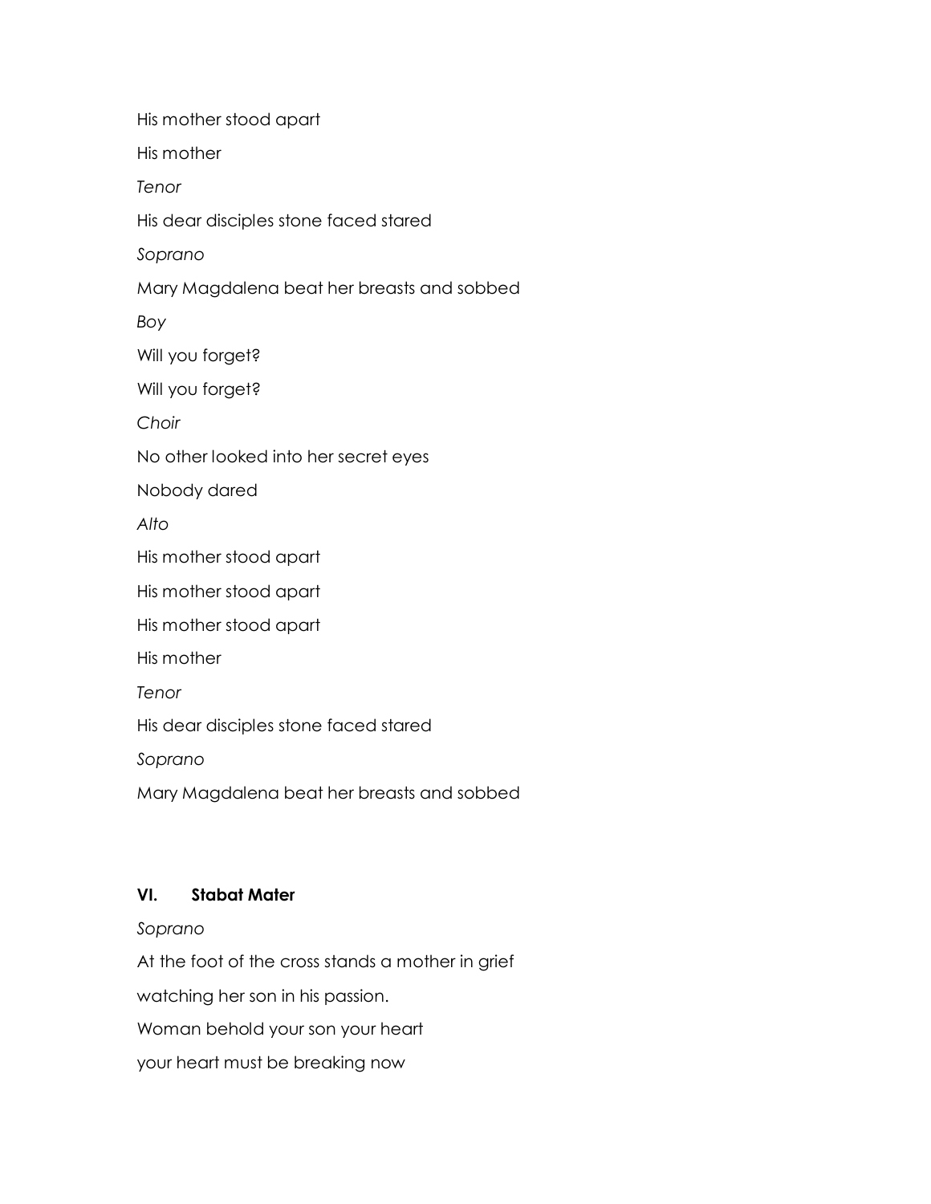His mother stood apart

His mother

*Tenor*

His dear disciples stone faced stared

*Soprano*

Mary Magdalena beat her breasts and sobbed

*Boy*

Will you forget?

Will you forget?

*Choir*

No other looked into her secret eyes

Nobody dared

*Alto*

His mother stood apart

His mother stood apart

His mother stood apart

His mother

*Tenor*

His dear disciples stone faced stared

*Soprano*

Mary Magdalena beat her breasts and sobbed

**VI. Stabat Mater**

*Soprano*

At the foot of the cross stands a mother in grief

watching her son in his passion.

Woman behold your son your heart

your heart must be breaking now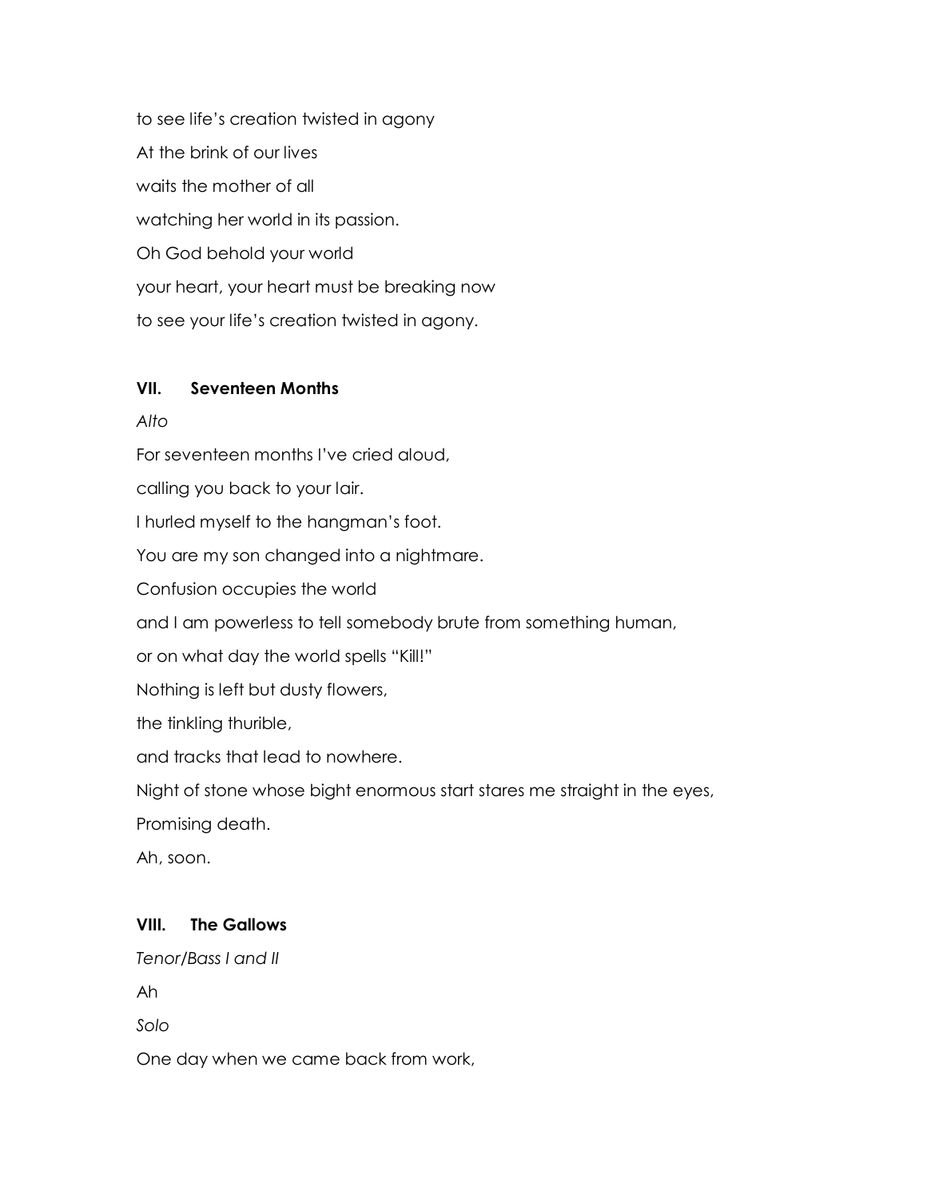to see life's creation twisted in agony

At the brink of our lives

waits the mother of all

watching her world in its passion.

Oh God behold your world

your heart, your heart must be breaking now

to see your life's creation twisted in agony.

### VII. Seventeen Months

*Alto*

For seventeen months I've cried aloud,

calling you back to your lair.

I hurled myself to the hangman's foot.

You are my son changed into a nightmare.

Confusion occupies the world

and I am powerless to tell somebody brute from something human,

or on what day the world spells "Kill!"

Nothing is left but dusty flowers,

the tinkling thurible,

and tracks that lead to nowhere.

Night of stone whose bight enormous start stares me straight in the eyes,

Promising death.

Ah, soon.

### VIII. The Gallows

*Tenor/Bass I and II*

Ah

*Solo*

One day when we came back from work,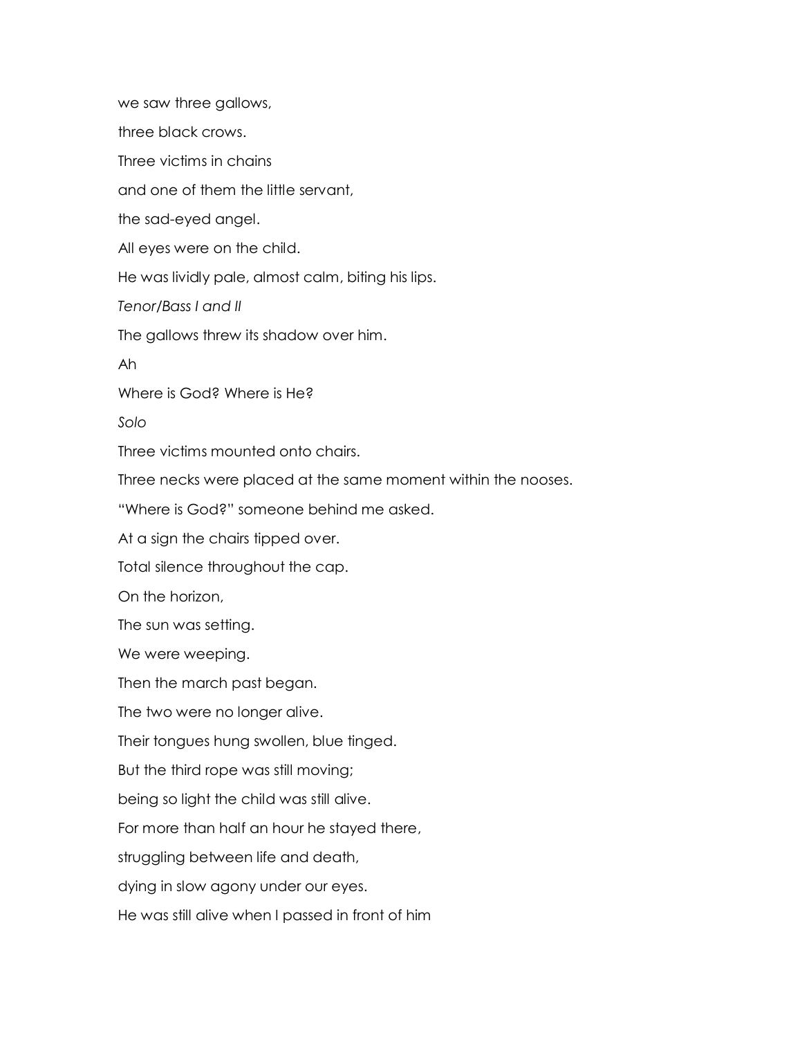we saw three gallows,

three black crows.

Three victims in chains

and one of them the little servant,

the sad-eyed angel.

All eyes were on the child.

He was lividly pale, almost calm, biting his lips.

*Tenor/Bass I and II*

The gallows threw its shadow over him.

Ah

Where is God? Where is He?

*Solo*

Three victims mounted onto chairs.

Three necks were placed at the same moment within the nooses.

“Where is God?” someone behind me asked.

At a sign the chairs tipped over.

Total silence throughout the cap.

On the horizon,

The sun was setting.

We were weeping.

Then the march past began.

The two were no longer alive.

Their tongues hung swollen, blue tinged.

But the third rope was still moving;

being so light the child was still alive.

For more than half an hour he stayed there,

struggling between life and death,

dying in slow agony under our eyes.

He was still alive when I passed in front of him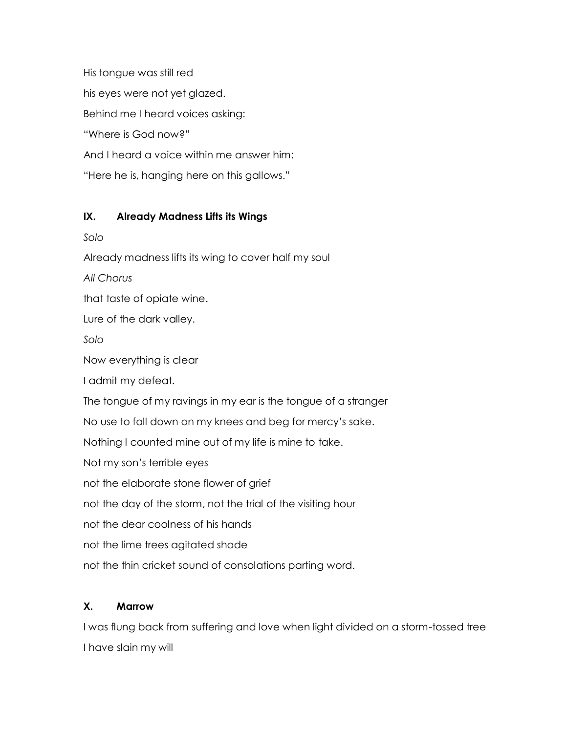His tongue was still red

his eyes were not yet glazed.

Behind me I heard voices asking:

"Where is God now?"

And I heard a voice within me answer him:

"Here he is, hanging here on this gallows."

### IX. Already Madness Lifts its Wings

*Solo*

Already madness lifts its wing to cover half my soul

*All Chorus*

that taste of opiate wine.

Lure of the dark valley.

*Solo*

Now everything is clear

I admit my defeat.

The tongue of my ravings in my ear is the tongue of a stranger

No use to fall down on my knees and beg for mercy's sake.

Nothing I counted mine out of my life is mine to take.

Not my son's terrible eyes

not the elaborate stone flower of grief

not the day of the storm, not the trial of the visiting hour

not the dear coolness of his hands

not the lime trees agitated shade

not the thin cricket sound of consolations parting word.

### X. Marrow

I was flung back from suffering and love when light divided on a storm-tossed tree

I have slain my will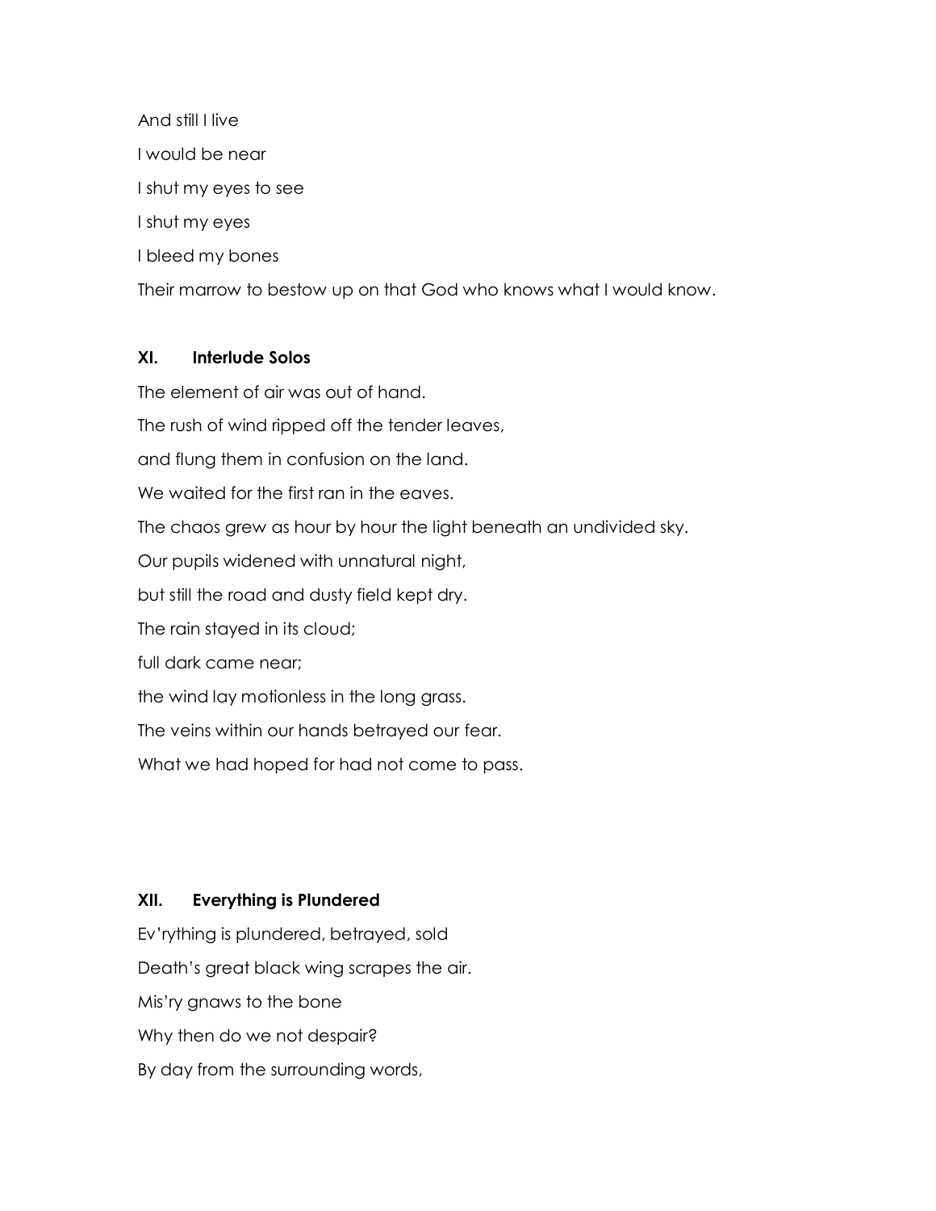And still I live

I would be near

I shut my eyes to see

I shut my eyes

I bleed my bones

Their marrow to bestow up on that God who knows what I would know.

### XI. Interlude Solos

The element of air was out of hand.

The rush of wind ripped off the tender leaves,

and flung them in confusion on the land.

We waited for the first ran in the eaves.

The chaos grew as hour by hour the light beneath an undivided sky.

Our pupils widened with unnatural night,

but still the road and dusty field kept dry.

The rain stayed in its cloud;

full dark came near;

the wind lay motionless in the long grass.

The veins within our hands betrayed our fear.

What we had hoped for had not come to pass.

### XII. Everything is Plundered

Ev'rything is plundered, betrayed, sold

Death's great black wing scrapes the air.

Mis'ry gnaws to the bone

Why then do we not despair?

By day from the surrounding words,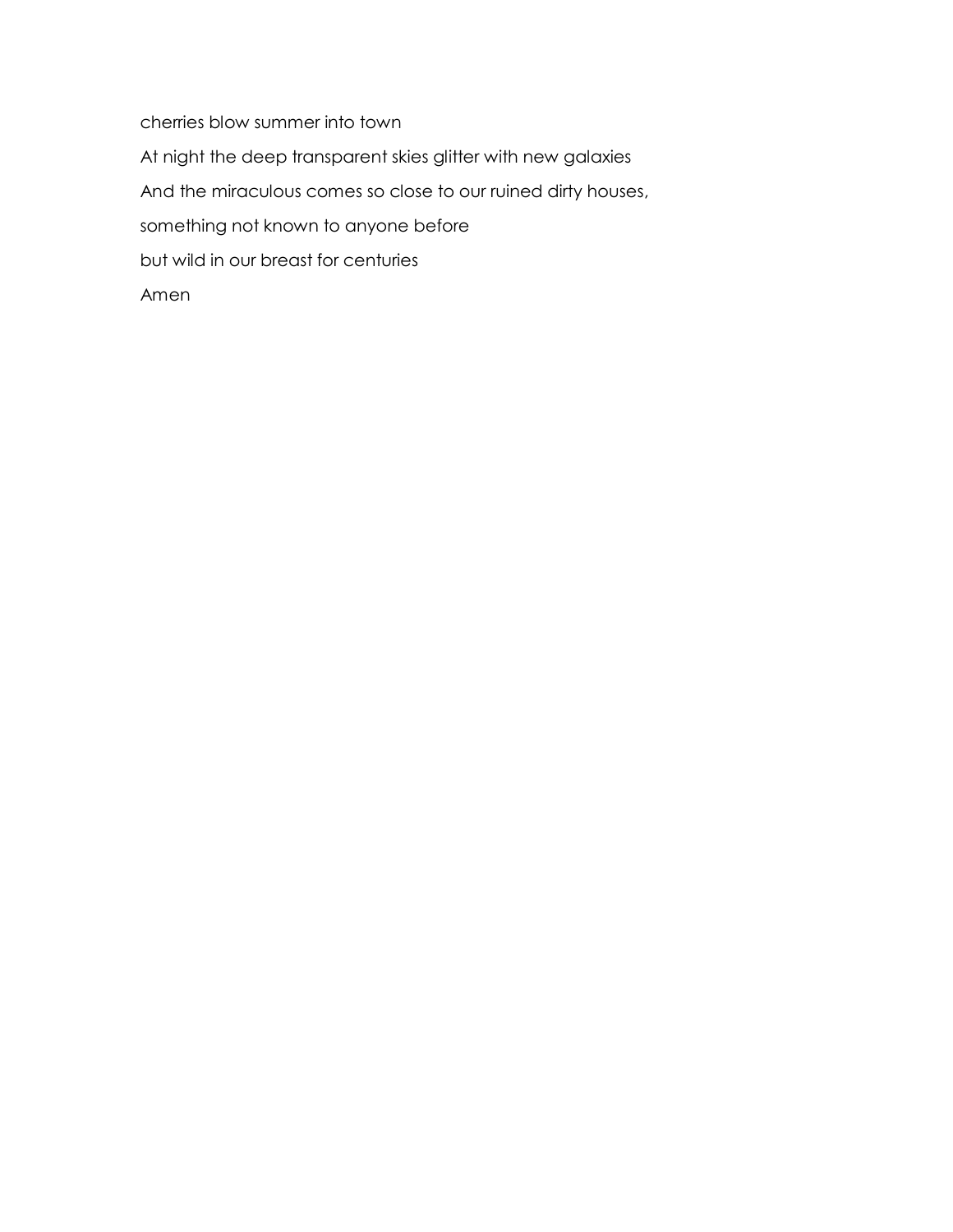cherries blow summer into town

At night the deep transparent skies glitter with new galaxies

And the miraculous comes so close to our ruined dirty houses,

something not known to anyone before

but wild in our breast for centuries

Amen